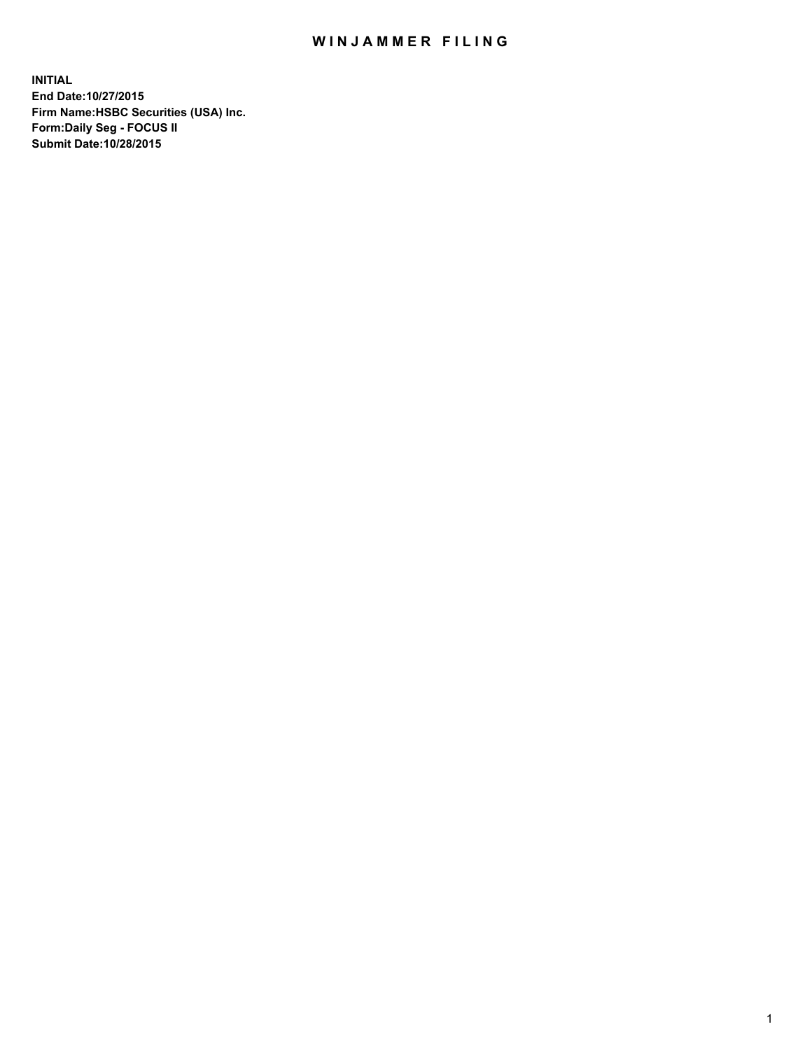# WINJAMMER FILING

**INITIAL**
**End Date:10/27/2015**
**Firm Name:HSBC Securities (USA) Inc.**
**Form:Daily Seg - FOCUS II**
**Submit Date:10/28/2015**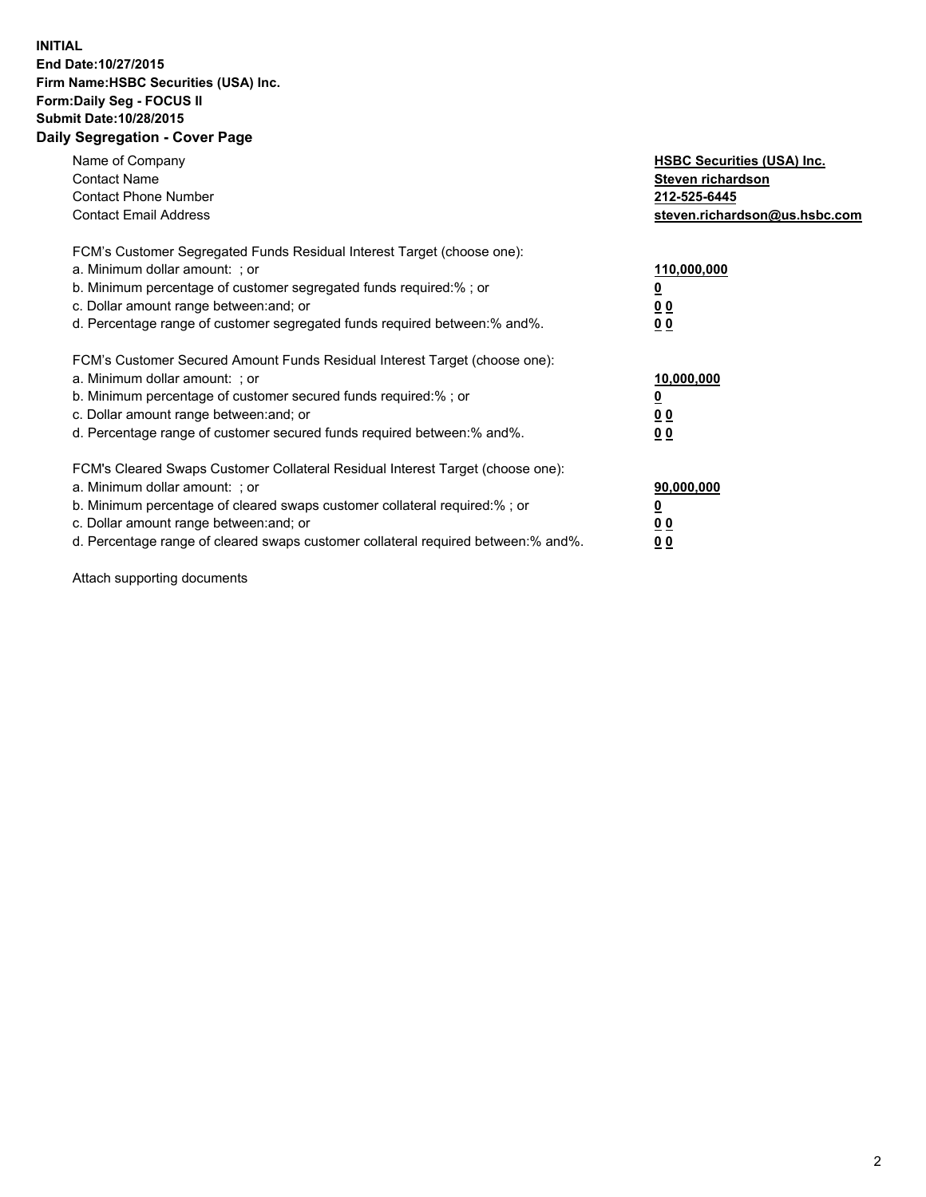**INITIAL**
**End Date:10/27/2015**
**Firm Name:HSBC Securities (USA) Inc.**
**Form:Daily Seg - FOCUS II**
**Submit Date:10/28/2015**

## Daily Segregation - Cover Page

| | |
|---|---|
| Name of Company | **HSBC Securities (USA) Inc.** |
| Contact Name | **Steven richardson** |
| Contact Phone Number | **212-525-6445** |
| Contact Email Address | **steven.richardson@us.hsbc.com** |

FCM's Customer Segregated Funds Residual Interest Target (choose one):

| | |
|---|---|
| a. Minimum dollar amount: ; or | **110,000,000** |
| b. Minimum percentage of customer segregated funds required:% ; or | **0** |
| c. Dollar amount range between:and; or | **0 0** |
| d. Percentage range of customer segregated funds required between:% and%. | **0 0** |

FCM's Customer Secured Amount Funds Residual Interest Target (choose one):

| | |
|---|---|
| a. Minimum dollar amount: ; or | **10,000,000** |
| b. Minimum percentage of customer secured funds required:% ; or | **0** |
| c. Dollar amount range between:and; or | **0 0** |
| d. Percentage range of customer secured funds required between:% and%. | **0 0** |

FCM's Cleared Swaps Customer Collateral Residual Interest Target (choose one):

| | |
|---|---|
| a. Minimum dollar amount: ; or | **90,000,000** |
| b. Minimum percentage of cleared swaps customer collateral required:% ; or | **0** |
| c. Dollar amount range between:and; or | **0 0** |
| d. Percentage range of cleared swaps customer collateral required between:% and%. | **0 0** |

Attach supporting documents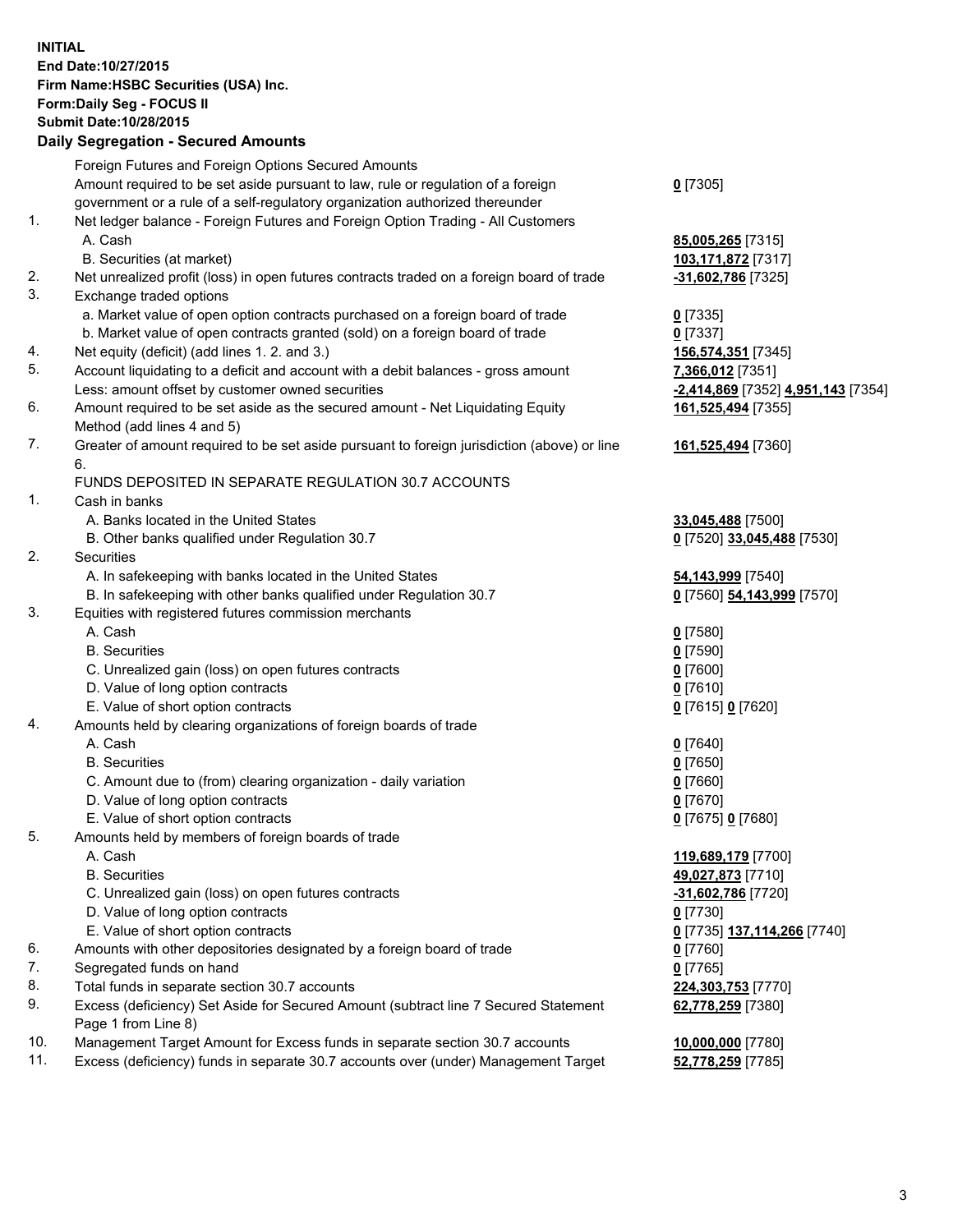**INITIAL**
**End Date:10/27/2015**
**Firm Name:HSBC Securities (USA) Inc.**
**Form:Daily Seg - FOCUS II**
**Submit Date:10/28/2015**

**Daily Segregation - Secured Amounts**

| | | |
|---|---|---|
| | Foreign Futures and Foreign Options Secured Amounts | |
| | Amount required to be set aside pursuant to law, rule or regulation of a foreign government or a rule of a self-regulatory organization authorized thereunder | **0** [7305] |
| 1. | Net ledger balance - Foreign Futures and Foreign Option Trading - All Customers | |
| | A. Cash | **85,005,265** [7315] |
| | B. Securities (at market) | **103,171,872** [7317] |
| 2. | Net unrealized profit (loss) in open futures contracts traded on a foreign board of trade | **-31,602,786** [7325] |
| 3. | Exchange traded options | |
| | a. Market value of open option contracts purchased on a foreign board of trade | **0** [7335] |
| | b. Market value of open contracts granted (sold) on a foreign board of trade | **0** [7337] |
| 4. | Net equity (deficit) (add lines 1. 2. and 3.) | **156,574,351** [7345] |
| 5. | Account liquidating to a deficit and account with a debit balances - gross amount | **7,366,012** [7351] |
| | Less: amount offset by customer owned securities | **-2,414,869** [7352] **4,951,143** [7354] |
| 6. | Amount required to be set aside as the secured amount - Net Liquidating Equity Method (add lines 4 and 5) | **161,525,494** [7355] |
| 7. | Greater of amount required to be set aside pursuant to foreign jurisdiction (above) or line 6. | **161,525,494** [7360] |
| | FUNDS DEPOSITED IN SEPARATE REGULATION 30.7 ACCOUNTS | |
| 1. | Cash in banks | |
| | A. Banks located in the United States | **33,045,488** [7500] |
| | B. Other banks qualified under Regulation 30.7 | **0** [7520] **33,045,488** [7530] |
| 2. | Securities | |
| | A. In safekeeping with banks located in the United States | **54,143,999** [7540] |
| | B. In safekeeping with other banks qualified under Regulation 30.7 | **0** [7560] **54,143,999** [7570] |
| 3. | Equities with registered futures commission merchants | |
| | A. Cash | **0** [7580] |
| | B. Securities | **0** [7590] |
| | C. Unrealized gain (loss) on open futures contracts | **0** [7600] |
| | D. Value of long option contracts | **0** [7610] |
| | E. Value of short option contracts | **0** [7615] **0** [7620] |
| 4. | Amounts held by clearing organizations of foreign boards of trade | |
| | A. Cash | **0** [7640] |
| | B. Securities | **0** [7650] |
| | C. Amount due to (from) clearing organization - daily variation | **0** [7660] |
| | D. Value of long option contracts | **0** [7670] |
| | E. Value of short option contracts | **0** [7675] **0** [7680] |
| 5. | Amounts held by members of foreign boards of trade | |
| | A. Cash | **119,689,179** [7700] |
| | B. Securities | **49,027,873** [7710] |
| | C. Unrealized gain (loss) on open futures contracts | **-31,602,786** [7720] |
| | D. Value of long option contracts | **0** [7730] |
| | E. Value of short option contracts | **0** [7735] **137,114,266** [7740] |
| 6. | Amounts with other depositories designated by a foreign board of trade | **0** [7760] |
| 7. | Segregated funds on hand | **0** [7765] |
| 8. | Total funds in separate section 30.7 accounts | **224,303,753** [7770] |
| 9. | Excess (deficiency) Set Aside for Secured Amount (subtract line 7 Secured Statement Page 1 from Line 8) | **62,778,259** [7380] |
| 10. | Management Target Amount for Excess funds in separate section 30.7 accounts | **10,000,000** [7780] |
| 11. | Excess (deficiency) funds in separate 30.7 accounts over (under) Management Target | **52,778,259** [7785] |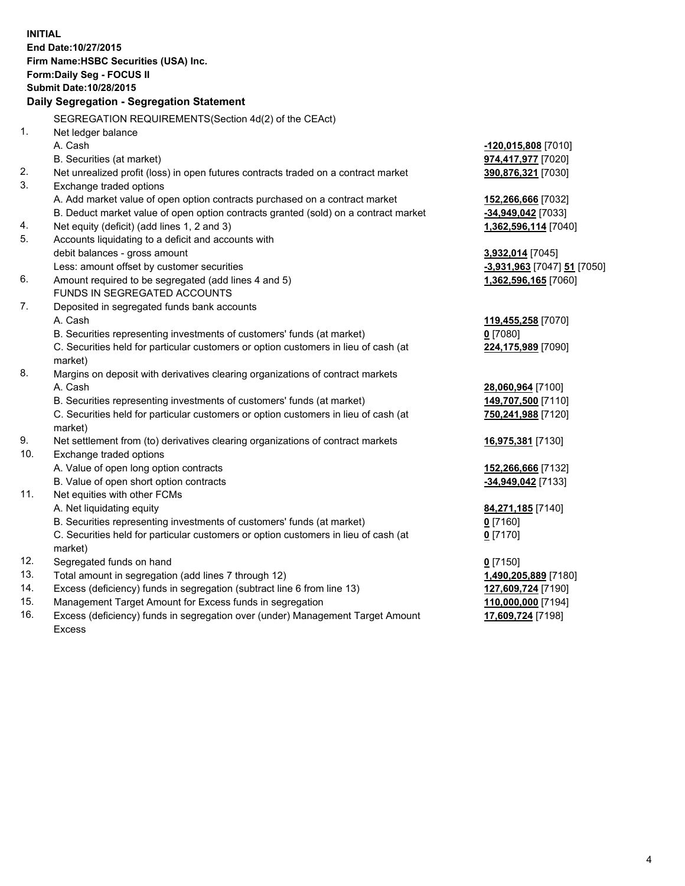**INITIAL**
**End Date:10/27/2015**
**Firm Name:HSBC Securities (USA) Inc.**
**Form:Daily Seg - FOCUS II**
**Submit Date:10/28/2015**

## Daily Segregation - Segregation Statement

| | | |
|---|---|---|
| | SEGREGATION REQUIREMENTS(Section 4d(2) of the CEAct) | |
| 1. | Net ledger balance | |
| | A. Cash | **-120,015,808** [7010] |
| | B. Securities (at market) | **974,417,977** [7020] |
| 2. | Net unrealized profit (loss) in open futures contracts traded on a contract market | **390,876,321** [7030] |
| 3. | Exchange traded options | |
| | A. Add market value of open option contracts purchased on a contract market | **152,266,666** [7032] |
| | B. Deduct market value of open option contracts granted (sold) on a contract market | **-34,949,042** [7033] |
| 4. | Net equity (deficit) (add lines 1, 2 and 3) | **1,362,596,114** [7040] |
| 5. | Accounts liquidating to a deficit and accounts with | |
| | debit balances - gross amount | **3,932,014** [7045] |
| | Less: amount offset by customer securities | **-3,931,963** [7047] **51** [7050] |
| 6. | Amount required to be segregated (add lines 4 and 5) | **1,362,596,165** [7060] |
| | FUNDS IN SEGREGATED ACCOUNTS | |
| 7. | Deposited in segregated funds bank accounts | |
| | A. Cash | **119,455,258** [7070] |
| | B. Securities representing investments of customers' funds (at market) | **0** [7080] |
| | C. Securities held for particular customers or option customers in lieu of cash (at market) | **224,175,989** [7090] |
| 8. | Margins on deposit with derivatives clearing organizations of contract markets | |
| | A. Cash | **28,060,964** [7100] |
| | B. Securities representing investments of customers' funds (at market) | **149,707,500** [7110] |
| | C. Securities held for particular customers or option customers in lieu of cash (at market) | **750,241,988** [7120] |
| 9. | Net settlement from (to) derivatives clearing organizations of contract markets | **16,975,381** [7130] |
| 10. | Exchange traded options | |
| | A. Value of open long option contracts | **152,266,666** [7132] |
| | B. Value of open short option contracts | **-34,949,042** [7133] |
| 11. | Net equities with other FCMs | |
| | A. Net liquidating equity | **84,271,185** [7140] |
| | B. Securities representing investments of customers' funds (at market) | **0** [7160] |
| | C. Securities held for particular customers or option customers in lieu of cash (at market) | **0** [7170] |
| 12. | Segregated funds on hand | **0** [7150] |
| 13. | Total amount in segregation (add lines 7 through 12) | **1,490,205,889** [7180] |
| 14. | Excess (deficiency) funds in segregation (subtract line 6 from line 13) | **127,609,724** [7190] |
| 15. | Management Target Amount for Excess funds in segregation | **110,000,000** [7194] |
| 16. | Excess (deficiency) funds in segregation over (under) Management Target Amount Excess | **17,609,724** [7198] |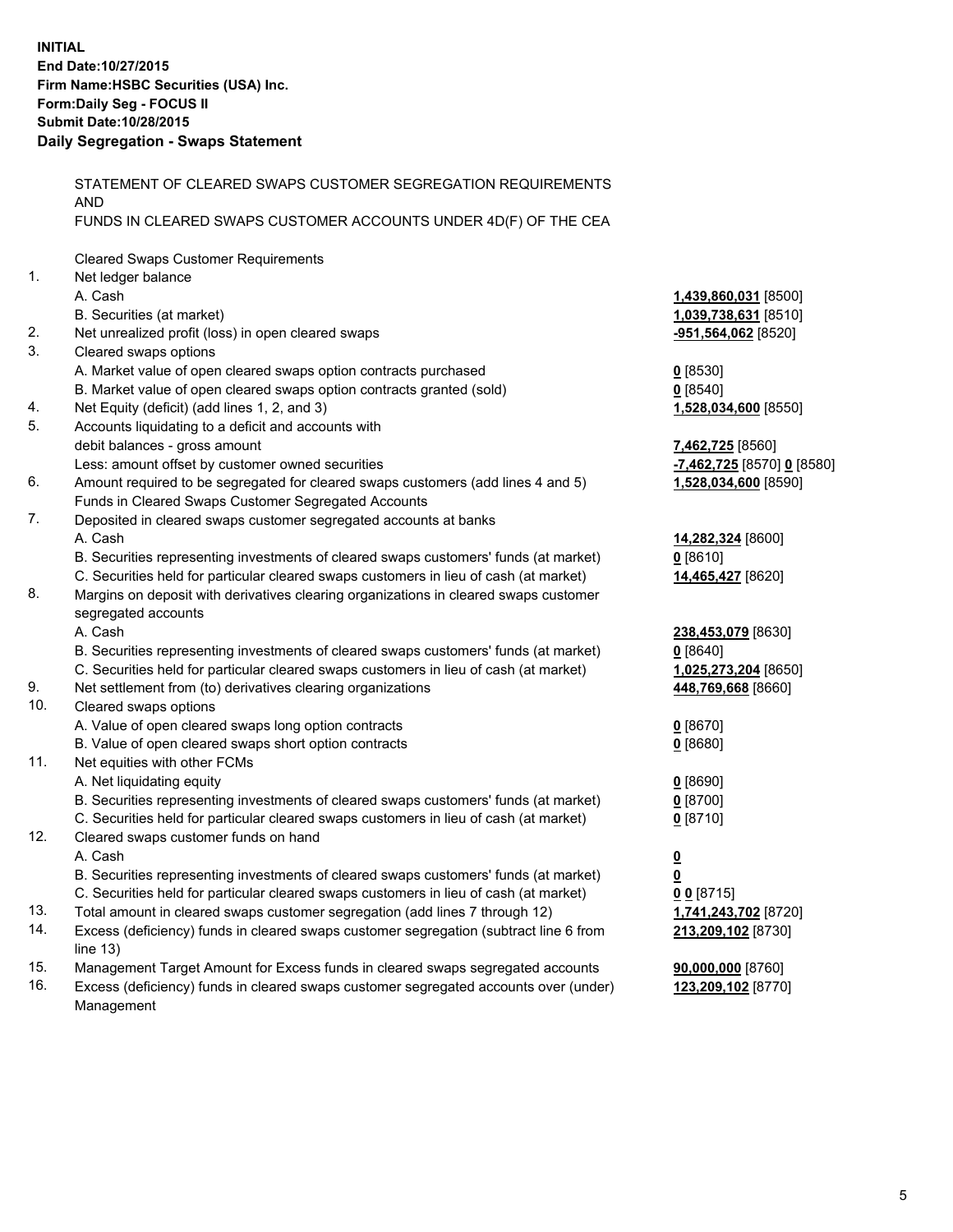**INITIAL**
**End Date:10/27/2015**
**Firm Name:HSBC Securities (USA) Inc.**
**Form:Daily Seg - FOCUS II**
**Submit Date:10/28/2015**
**Daily Segregation - Swaps Statement**

STATEMENT OF CLEARED SWAPS CUSTOMER SEGREGATION REQUIREMENTS AND FUNDS IN CLEARED SWAPS CUSTOMER ACCOUNTS UNDER 4D(F) OF THE CEA

| | | |
|---|---|---|
| | Cleared Swaps Customer Requirements | |
| 1. | Net ledger balance | |
| | A. Cash | **1,439,860,031** [8500] |
| | B. Securities (at market) | **1,039,738,631** [8510] |
| 2. | Net unrealized profit (loss) in open cleared swaps | **-951,564,062** [8520] |
| 3. | Cleared swaps options | |
| | A. Market value of open cleared swaps option contracts purchased | **0** [8530] |
| | B. Market value of open cleared swaps option contracts granted (sold) | **0** [8540] |
| 4. | Net Equity (deficit) (add lines 1, 2, and 3) | **1,528,034,600** [8550] |
| 5. | Accounts liquidating to a deficit and accounts with debit balances - gross amount | **7,462,725** [8560] |
| | Less: amount offset by customer owned securities | **-7,462,725** [8570] **0** [8580] |
| 6. | Amount required to be segregated for cleared swaps customers (add lines 4 and 5) | **1,528,034,600** [8590] |
| | Funds in Cleared Swaps Customer Segregated Accounts | |
| 7. | Deposited in cleared swaps customer segregated accounts at banks | |
| | A. Cash | **14,282,324** [8600] |
| | B. Securities representing investments of cleared swaps customers' funds (at market) | **0** [8610] |
| | C. Securities held for particular cleared swaps customers in lieu of cash (at market) | **14,465,427** [8620] |
| 8. | Margins on deposit with derivatives clearing organizations in cleared swaps customer segregated accounts | |
| | A. Cash | **238,453,079** [8630] |
| | B. Securities representing investments of cleared swaps customers' funds (at market) | **0** [8640] |
| | C. Securities held for particular cleared swaps customers in lieu of cash (at market) | **1,025,273,204** [8650] |
| 9. | Net settlement from (to) derivatives clearing organizations | **448,769,668** [8660] |
| 10. | Cleared swaps options | |
| | A. Value of open cleared swaps long option contracts | **0** [8670] |
| | B. Value of open cleared swaps short option contracts | **0** [8680] |
| 11. | Net equities with other FCMs | |
| | A. Net liquidating equity | **0** [8690] |
| | B. Securities representing investments of cleared swaps customers' funds (at market) | **0** [8700] |
| | C. Securities held for particular cleared swaps customers in lieu of cash (at market) | **0** [8710] |
| 12. | Cleared swaps customer funds on hand | |
| | A. Cash | **0** |
| | B. Securities representing investments of cleared swaps customers' funds (at market) | **0** |
| | C. Securities held for particular cleared swaps customers in lieu of cash (at market) | **0** **0** [8715] |
| 13. | Total amount in cleared swaps customer segregation (add lines 7 through 12) | **1,741,243,702** [8720] |
| 14. | Excess (deficiency) funds in cleared swaps customer segregation (subtract line 6 from line 13) | **213,209,102** [8730] |
| 15. | Management Target Amount for Excess funds in cleared swaps segregated accounts | **90,000,000** [8760] |
| 16. | Excess (deficiency) funds in cleared swaps customer segregated accounts over (under) Management | **123,209,102** [8770] |